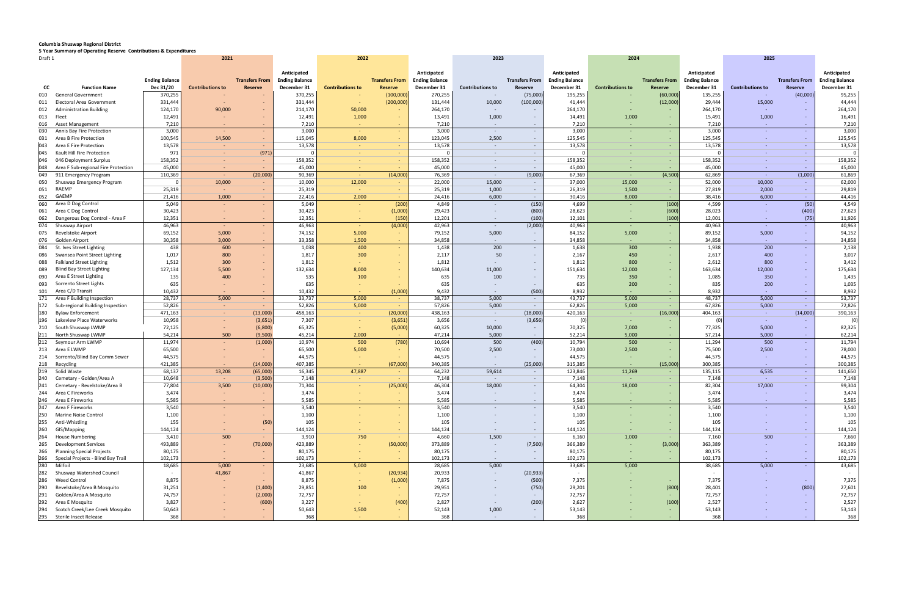**Columbia Shuswap Regional District**

**5 Year Summary of Operating Reserve Contributions & Expenditures**

Draft 1

| CC | Function Name | Ending Balance Dec 31/20 | 2021 Contributions to | 2021 Transfers From Reserve | 2021 Anticipated Ending Balance December 31 | 2022 Contributions to | 2022 Transfers From Reserve | 2022 Anticipated Ending Balance December 31 | 2023 Contributions to | 2023 Transfers From Reserve | 2023 Anticipated Ending Balance December 31 | 2024 Contributions to | 2024 Transfers From Reserve | 2024 Anticipated Ending Balance December 31 | 2025 Contributions to | 2025 Transfers From Reserve | 2025 Anticipated Ending Balance December 31 |
|---|---|---|---|---|---|---|---|---|---|---|---|---|---|---|---|---|---|
| 010 | General Government | 370,255 | - | - | 370,255 | - | (100,000) | 270,255 | - | (75,000) | 195,255 | - | (60,000) | 135,255 | - | (40,000) | 95,255 |
| 011 | Electoral Area Government | 331,444 | - | - | 331,444 | - | (200,000) | 131,444 | 10,000 | (100,000) | 41,444 | - | (12,000) | 29,444 | 15,000 | - | 44,444 |
| 012 | Administration Building | 124,170 | 90,000 | - | 214,170 | 50,000 | - | 264,170 | - | - | 264,170 | - | - | 264,170 | - | - | 264,170 |
| 013 | Fleet | 12,491 | - | - | 12,491 | 1,000 | - | 13,491 | 1,000 | - | 14,491 | 1,000 | - | 15,491 | 1,000 | - | 16,491 |
| 016 | Asset Management | 7,210 | - | - | 7,210 | - | - | 7,210 | - | - | 7,210 | - | - | 7,210 | - | - | 7,210 |
| 030 | Annis Bay Fire Protection | 3,000 | - | - | 3,000 | - | - | 3,000 | - | - | 3,000 | - | - | 3,000 | - | - | 3,000 |
| 031 | Area B Fire Protection | 100,545 | 14,500 | - | 115,045 | 8,000 | - | 123,045 | 2,500 | - | 125,545 | - | - | 125,545 | - | - | 125,545 |
| 043 | Area E Fire Protection | 13,578 | - | - | 13,578 | - | - | 13,578 | - | - | 13,578 | - | - | 13,578 | - | - | 13,578 |
| 045 | Kault Hill Fire Protection | 971 | - | (971) | 0 | - | - | 0 | - | - | 0 | - | - | 0 | - | - | 0 |
| 046 | 046 Deployment Surplus | 158,352 | - | - | 158,352 | - | - | 158,352 | - | - | 158,352 | - | - | 158,352 | - | - | 158,352 |
| 048 | Area F Sub-regional Fire Protection | 45,000 | - | - | 45,000 | - | - | 45,000 | - | - | 45,000 | - | - | 45,000 | - | - | 45,000 |
| 049 | 911 Emergency Program | 110,369 | - | (20,000) | 90,369 | - | (14,000) | 76,369 | - | (9,000) | 67,369 | - | (4,500) | 62,869 | - | (1,000) | 61,869 |
| 050 | Shuswap Emergency Program | 0 | 10,000 | - | 10,000 | 12,000 | - | 22,000 | 15,000 | - | 37,000 | 15,000 | - | 52,000 | 10,000 | - | 62,000 |
| 051 | RAEMP | 25,319 | - | - | 25,319 | - | - | 25,319 | 1,000 | - | 26,319 | 1,500 | - | 27,819 | 2,000 | - | 29,819 |
| 052 | GAEMP | 21,416 | 1,000 | - | 22,416 | 2,000 | - | 24,416 | 6,000 | - | 30,416 | 8,000 | - | 38,416 | 6,000 | - | 44,416 |
| 060 | Area D Dog Control | 5,049 | - | - | 5,049 | - | (200) | 4,849 | - | (150) | 4,699 | - | (100) | 4,599 | - | (50) | 4,549 |
| 061 | Area C Dog Control | 30,423 | - | - | 30,423 | - | (1,000) | 29,423 | - | (800) | 28,623 | - | (600) | 28,023 | - | (400) | 27,623 |
| 062 | Dangerous Dog Control - Area F | 12,351 | - | - | 12,351 | - | (150) | 12,201 | - | (100) | 12,101 | - | (100) | 12,001 | - | (75) | 11,926 |
| 074 | Shuswap Airport | 46,963 | - | - | 46,963 | - | (4,000) | 42,963 | - | (2,000) | 40,963 | - | - | 40,963 | - | - | 40,963 |
| 075 | Revelstoke Airport | 69,152 | 5,000 | - | 74,152 | 5,000 | - | 79,152 | 5,000 | - | 84,152 | 5,000 | - | 89,152 | 5,000 | - | 94,152 |
| 076 | Golden Airport | 30,358 | 3,000 | - | 33,358 | 1,500 | - | 34,858 | - | - | 34,858 | - | - | 34,858 | - | - | 34,858 |
| 084 | St. Ives Street Lighting | 438 | 600 | - | 1,038 | 400 | - | 1,438 | 200 | - | 1,638 | 300 | - | 1,938 | 200 | - | 2,138 |
| 086 | Swansea Point Street Lighting | 1,017 | 800 | - | 1,817 | 300 | - | 2,117 | 50 | - | 2,167 | 450 | - | 2,617 | 400 | - | 3,017 |
| 088 | Falkland Street Lighting | 1,512 | 300 | - | 1,812 | - | - | 1,812 | - | - | 1,812 | 800 | - | 2,612 | 800 | - | 3,412 |
| 089 | Blind Bay Street Lighting | 127,134 | 5,500 | - | 132,634 | 8,000 | - | 140,634 | 11,000 | - | 151,634 | 12,000 | - | 163,634 | 12,000 | - | 175,634 |
| 090 | Area E Street Lighting | 135 | 400 | - | 535 | 100 | - | 635 | 100 | - | 735 | 350 | - | 1,085 | 350 | - | 1,435 |
| 093 | Sorrento Street Lights | 635 | - | - | 635 | - | - | 635 | - | - | 635 | 200 | - | 835 | 200 | - | 1,035 |
| 101 | Area C/D Transit | 10,432 | - | - | 10,432 | - | (1,000) | 9,432 | - | (500) | 8,932 | - | - | 8,932 | - | - | 8,932 |
| 171 | Area F Building Inspection | 28,737 | 5,000 | - | 33,737 | 5,000 | - | 38,737 | 5,000 | - | 43,737 | 5,000 | - | 48,737 | 5,000 | - | 53,737 |
| 172 | Sub-regional Building Inspection | 52,826 | - | - | 52,826 | 5,000 | - | 57,826 | 5,000 | - | 62,826 | 5,000 | - | 67,826 | 5,000 | - | 72,826 |
| 180 | Bylaw Enforcement | 471,163 | - | (13,000) | 458,163 | - | (20,000) | 438,163 | - | (18,000) | 420,163 | - | (16,000) | 404,163 | - | (14,000) | 390,163 |
| 196 | Lakeview Place Waterworks | 10,958 | - | (3,651) | 7,307 | - | (3,651) | 3,656 | - | (3,656) | (0) | - | - | (0) | - | - | (0) |
| 210 | South Shuswap LWMP | 72,125 | - | (6,800) | 65,325 | - | (5,000) | 60,325 | 10,000 | - | 70,325 | 7,000 | - | 77,325 | 5,000 | - | 82,325 |
| 211 | North Shuswap LWMP | 54,214 | 500 | (9,500) | 45,214 | 2,000 | - | 47,214 | 5,000 | - | 52,214 | 5,000 | - | 57,214 | 5,000 | - | 62,214 |
| 212 | Seymour Arm LWMP | 11,974 | - | (1,000) | 10,974 | 500 | (780) | 10,694 | 500 | (400) | 10,794 | 500 | - | 11,294 | 500 | - | 11,794 |
| 213 | Area E LWMP | 65,500 | - | - | 65,500 | 5,000 | - | 70,500 | 2,500 | - | 73,000 | 2,500 | - | 75,500 | 2,500 | - | 78,000 |
| 214 | Sorrento/Blind Bay Comm Sewer | 44,575 | - | - | 44,575 | - | - | 44,575 | - | - | 44,575 | - | - | 44,575 | - | - | 44,575 |
| 218 | Recycling | 421,385 | - | (14,000) | 407,385 | - | (67,000) | 340,385 | - | (25,000) | 315,385 | - | (15,000) | 300,385 | - | - | 300,385 |
| 219 | Solid Waste | 68,137 | 13,208 | (65,000) | 16,345 | 47,887 | - | 64,232 | 59,614 | - | 123,846 | 11,269 | - | 135,115 | 6,535 | - | 141,650 |
| 240 | Cemetary - Golden/Area A | 10,648 | - | (3,500) | 7,148 | - | - | 7,148 | - | - | 7,148 | - | - | 7,148 | - | - | 7,148 |
| 241 | Cemetary - Revelstoke/Area B | 77,804 | 3,500 | (10,000) | 71,304 | - | (25,000) | 46,304 | 18,000 | - | 64,304 | 18,000 | - | 82,304 | 17,000 | - | 99,304 |
| 244 | Area C Fireworks | 3,474 | - | - | 3,474 | - | - | 3,474 | - | - | 3,474 | - | - | 3,474 | - | - | 3,474 |
| 246 | Area E Fireworks | 5,585 | - | - | 5,585 | - | - | 5,585 | - | - | 5,585 | - | - | 5,585 | - | - | 5,585 |
| 247 | Area F Fireworks | 3,540 | - | - | 3,540 | - | - | 3,540 | - | - | 3,540 | - | - | 3,540 | - | - | 3,540 |
| 250 | Marine Noise Control | 1,100 | - | - | 1,100 | - | - | 1,100 | - | - | 1,100 | - | - | 1,100 | - | - | 1,100 |
| 255 | Anti-Whistling | 155 | - | (50) | 105 | - | - | 105 | - | - | 105 | - | - | 105 | - | - | 105 |
| 260 | GIS/Mapping | 144,124 | - | - | 144,124 | - | - | 144,124 | - | - | 144,124 | - | - | 144,124 | - | - | 144,124 |
| 264 | House Numbering | 3,410 | 500 | - | 3,910 | 750 | - | 4,660 | 1,500 | - | 6,160 | 1,000 | - | 7,160 | 500 | - | 7,660 |
| 265 | Development Services | 493,889 | - | (70,000) | 423,889 | - | (50,000) | 373,889 | - | (7,500) | 366,389 | - | (3,000) | 363,389 | - | - | 363,389 |
| 266 | Planning Special Projects | 80,175 | - | - | 80,175 | - | - | 80,175 | - | - | 80,175 | - | - | 80,175 | - | - | 80,175 |
| 266 | Special Projects - Blind Bay Trail | 102,173 | - | - | 102,173 | - | - | 102,173 | - | - | 102,173 | - | - | 102,173 | - | - | 102,173 |
| 280 | Milfoil | 18,685 | 5,000 | - | 23,685 | 5,000 | - | 28,685 | 5,000 | - | 33,685 | 5,000 | | 38,685 | 5,000 | - | 43,685 |
| 282 | Shuswap Watershed Council | - | 41,867 | - | 41,867 | - | (20,934) | 20,933 | - | (20,933) | - | - | | - | - | | - |
| 286 | Weed Control | 8,875 | - | - | 8,875 | - | (1,000) | 7,875 | - | (500) | 7,375 | - | - | 7,375 | - | - | 7,375 |
| 290 | Revelstoke/Area B Mosquito | 31,251 | - | (1,400) | 29,851 | 100 | - | 29,951 | - | (750) | 29,201 | - | (800) | 28,401 | - | (800) | 27,601 |
| 291 | Golden/Area A Mosquito | 74,757 | - | (2,000) | 72,757 | - | - | 72,757 | - | - | 72,757 | - | - | 72,757 | - | - | 72,757 |
| 292 | Area E Mosquito | 3,827 | - | (600) | 3,227 | - | (400) | 2,827 | - | (200) | 2,627 | - | (100) | 2,527 | - | - | 2,527 |
| 294 | Scotch Creek/Lee Creek Mosquito | 50,643 | - | - | 50,643 | 1,500 | - | 52,143 | 1,000 | - | 53,143 | - | - | 53,143 | - | - | 53,143 |
| 295 | Sterile Insect Release | 368 | - | - | 368 | - | - | 368 | - | - | 368 | - | - | 368 | - | - | 368 |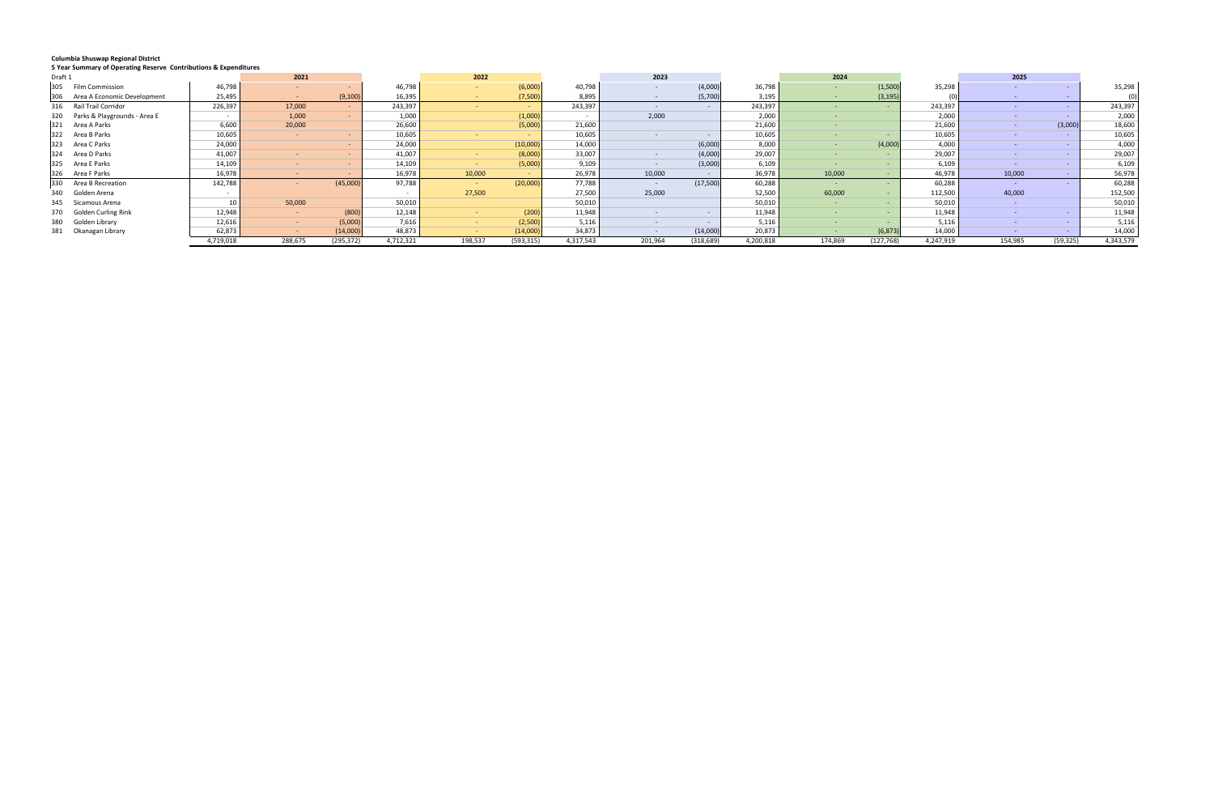**Columbia Shuswap Regional District**

**5 Year Summary of Operating Reserve Contributions & Expenditures**

Draft 1

| | | | 2021 | | | 2022 | | | 2023 | | | 2024 | | | 2025 | | |
|---|---|---|---|---|---|---|---|---|---|---|---|---|---|---|---|---|---|
| 305 | Film Commission | 46,798 | - | - | 46,798 | - | (6,000) | 40,798 | - | (4,000) | 36,798 | - | (1,500) | 35,298 | - | - | 35,298 |
| 306 | Area A Economic Development | 25,495 | - | (9,100) | 16,395 | - | (7,500) | 8,895 | - | (5,700) | 3,195 | - | (3,195) | (0) | - | - | (0) |
| 316 | Rail Trail Corridor | 226,397 | 17,000 | - | 243,397 | - | - | 243,397 | - | - | 243,397 | - | - | 243,397 | - | - | 243,397 |
| 320 | Parks & Playgrounds - Area E | - | 1,000 | - | 1,000 | | (1,000) | - | 2,000 | | 2,000 | - | | 2,000 | - | - | 2,000 |
| 321 | Area A Parks | 6,600 | 20,000 | | 26,600 | | (5,000) | 21,600 | | | 21,600 | - | | 21,600 | - | (3,000) | 18,600 |
| 322 | Area B Parks | 10,605 | - | - | 10,605 | - | - | 10,605 | - | - | 10,605 | - | - | 10,605 | - | - | 10,605 |
| 323 | Area C Parks | 24,000 | | - | 24,000 | | (10,000) | 14,000 | | (6,000) | 8,000 | - | (4,000) | 4,000 | - | - | 4,000 |
| 324 | Area D Parks | 41,007 | - | - | 41,007 | - | (8,000) | 33,007 | - | (4,000) | 29,007 | - | - | 29,007 | - | - | 29,007 |
| 325 | Area E Parks | 14,109 | - | - | 14,109 | - | (5,000) | 9,109 | - | (3,000) | 6,109 | - | - | 6,109 | - | - | 6,109 |
| 326 | Area F Parks | 16,978 | - | - | 16,978 | 10,000 | - | 26,978 | 10,000 | - | 36,978 | 10,000 | - | 46,978 | 10,000 | - | 56,978 |
| 330 | Area B Recreation | 142,788 | - | (45,000) | 97,788 | - | (20,000) | 77,788 | - | (17,500) | 60,288 | - | - | 60,288 | - | - | 60,288 |
| 340 | Golden Arena | - | | | - | 27,500 | | 27,500 | 25,000 | | 52,500 | 60,000 | - | 112,500 | 40,000 | | 152,500 |
| 345 | Sicamous Arena | 10 | 50,000 | | 50,010 | | | 50,010 | | | 50,010 | - | - | 50,010 | - | | 50,010 |
| 370 | Golden Curling Rink | 12,948 | - | (800) | 12,148 | - | (200) | 11,948 | - | - | 11,948 | - | - | 11,948 | - | - | 11,948 |
| 380 | Golden Library | 12,616 | - | (5,000) | 7,616 | - | (2,500) | 5,116 | - | - | 5,116 | - | - | 5,116 | - | - | 5,116 |
| 381 | Okanagan Library | 62,873 | - | (14,000) | 48,873 | - | (14,000) | 34,873 | - | (14,000) | 20,873 | - | (6,873) | 14,000 | - | - | 14,000 |
| | | 4,719,018 | 288,675 | (295,372) | 4,712,321 | 198,537 | (593,315) | 4,317,543 | 201,964 | (318,689) | 4,200,818 | 174,869 | (127,768) | 4,247,919 | 154,985 | (59,325) | 4,343,579 |